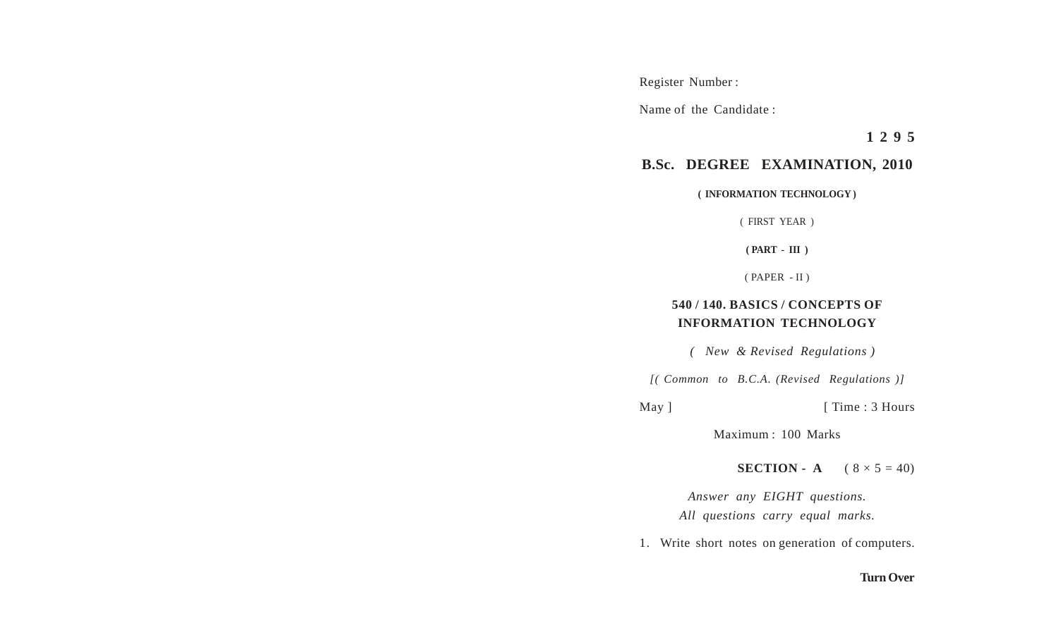Register Number :

Name of the Candidate :

**1 2 9 5**

# B.Sc. DEGREE EXAMINATION, 2010

**( INFORMATION TECHNOLOGY )**

( FIRST YEAR )

**( PART - III )**

( PAPER - II )

## 540 / 140. BASICS / CONCEPTS OF INFORMATION TECHNOLOGY

*( New & Revised Regulations )*

*[( Common to B.C.A. (Revised Regulations )]*

May ] [ Time : 3 Hours

Maximum : 100 Marks

**SECTION - A** ( $8 \times 5 = 40$)

*Answer any EIGHT questions.*
*All questions carry equal marks.*

1. Write short notes on generation of computers.

**Turn Over**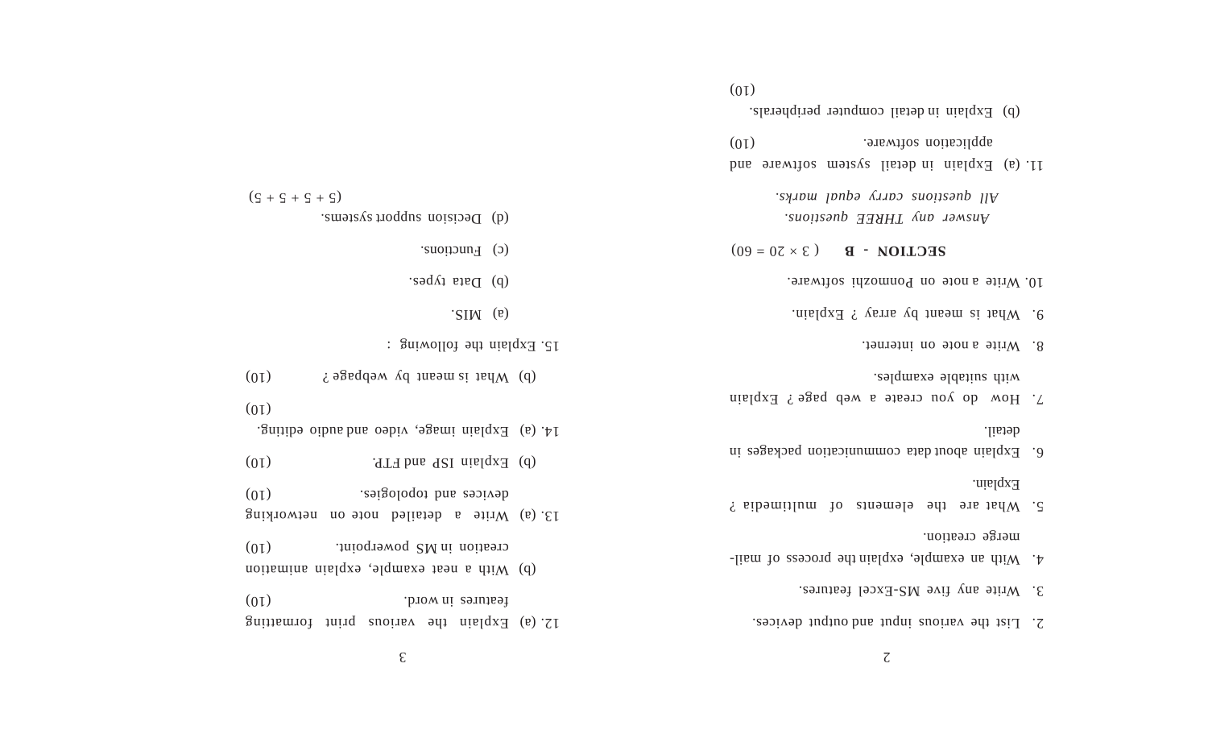2. List the various input and output devices.

3. Write any five MS-Excel features.

4. With an example, explain the process of mail-merge creation.

5. What are the elements of multimedia ? Explain.

6. Explain about data communication packages in detail.

7. How do you create a web page ? Explain with suitable examples.

8. Write a note on internet.

9. What is meant by array ? Explain.

10. Write a note on Ponmozhi software.

## SECTION - B (3 × 20 = 60)

*Answer any THREE questions.*

*All questions carry equal marks.*

11. (a) Explain in detail system software and application software. (10)

    (b) Explain in detail computer peripherals. (10)

12. (a) Explain the various print formatting features in word. (10)

    (b) With a neat example, explain animation creation in MS powerpoint. (10)

13. (a) Write a detailed note on networking devices and topologies. (10)

    (b) Explain ISP and FTP. (10)

14. (a) Explain image, video and audio editing. (10)

    (b) What is meant by webpage ? (10)

15. Explain the following :

    (a) MIS.

    (b) Data types.

    (c) Functions.

    (d) Decision support systems.

    (5 + 5 + 5 + 5)